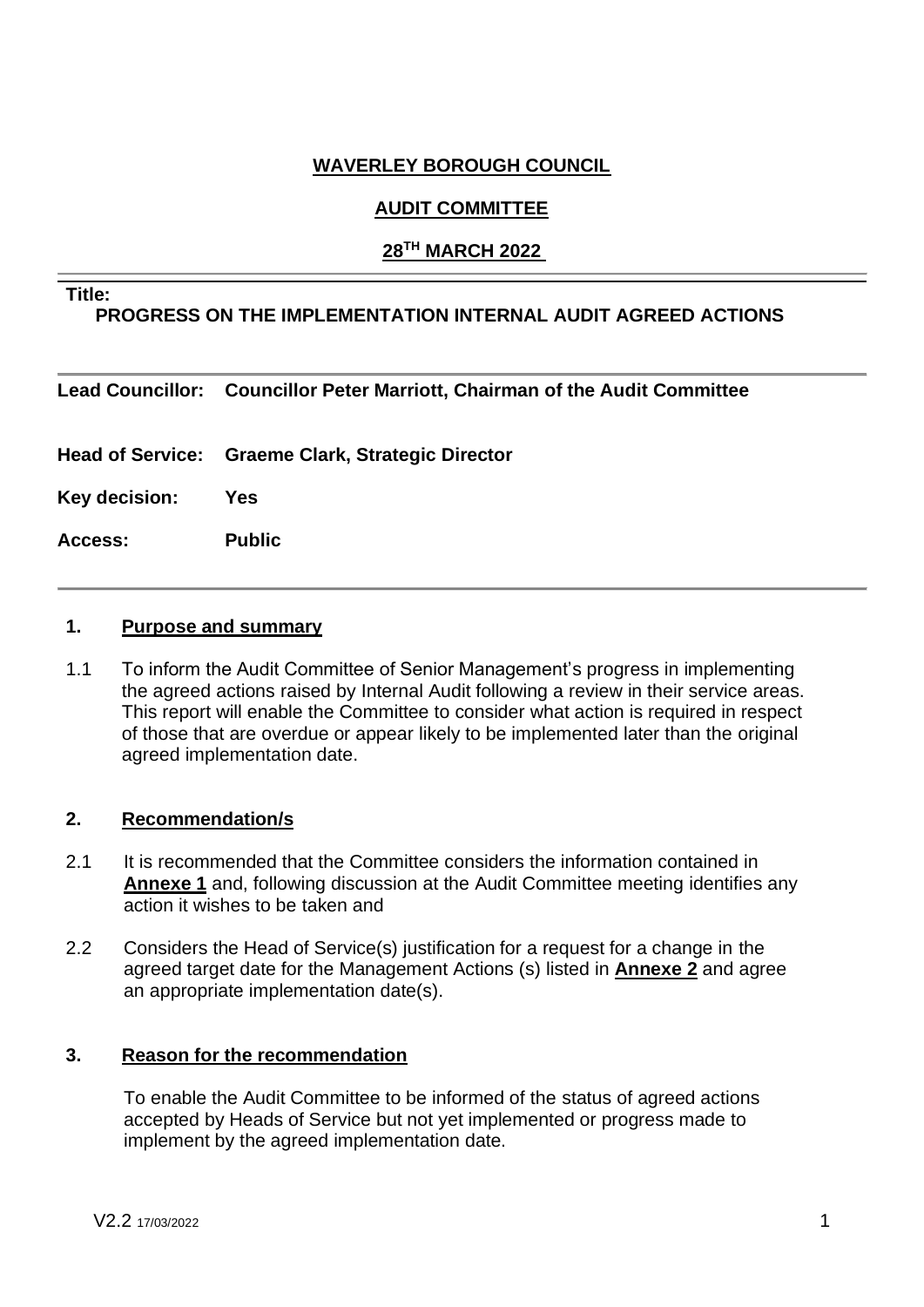**WAVERLEY BOROUGH COUNCIL**

**AUDIT COMMITTEE**

**28TH MARCH 2022**

---

**Title:**

**PROGRESS ON THE IMPLEMENTATION INTERNAL AUDIT AGREED ACTIONS**

---

**Lead Councillor:** **Councillor Peter Marriott, Chairman of the Audit Committee**

**Head of Service:** **Graeme Clark, Strategic Director**

**Key decision:** **Yes**

**Access:** **Public**

---

## 1. Purpose and summary

1.1 To inform the Audit Committee of Senior Management's progress in implementing the agreed actions raised by Internal Audit following a review in their service areas. This report will enable the Committee to consider what action is required in respect of those that are overdue or appear likely to be implemented later than the original agreed implementation date.

## 2. Recommendation/s

2.1 It is recommended that the Committee considers the information contained in **Annexe 1** and, following discussion at the Audit Committee meeting identifies any action it wishes to be taken and

2.2 Considers the Head of Service(s) justification for a request for a change in the agreed target date for the Management Actions (s) listed in **Annexe 2** and agree an appropriate implementation date(s).

## 3. Reason for the recommendation

To enable the Audit Committee to be informed of the status of agreed actions accepted by Heads of Service but not yet implemented or progress made to implement by the agreed implementation date.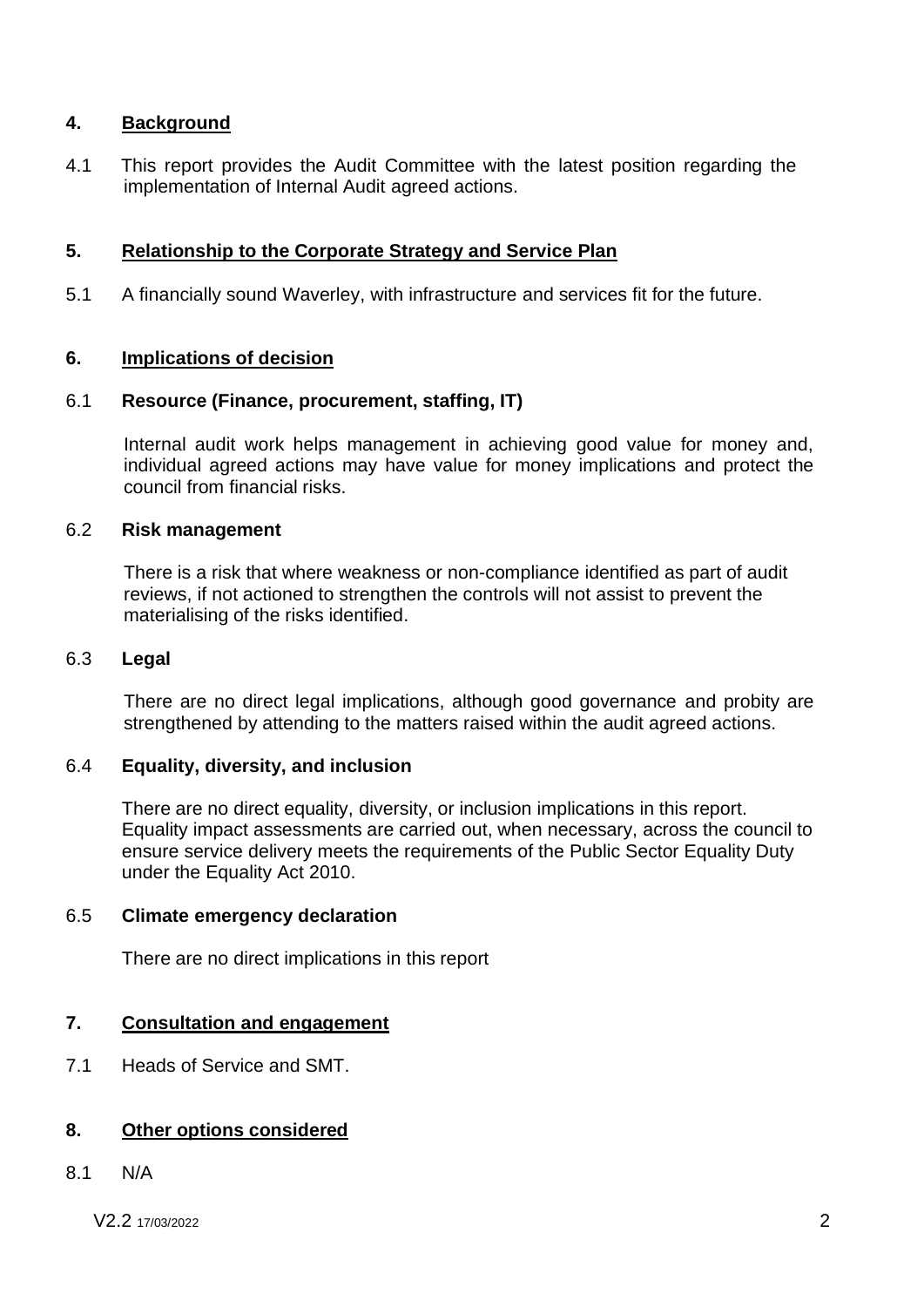## 4. Background

4.1 This report provides the Audit Committee with the latest position regarding the implementation of Internal Audit agreed actions.

## 5. Relationship to the Corporate Strategy and Service Plan

5.1 A financially sound Waverley, with infrastructure and services fit for the future.

## 6. Implications of decision

### 6.1 Resource (Finance, procurement, staffing, IT)

Internal audit work helps management in achieving good value for money and, individual agreed actions may have value for money implications and protect the council from financial risks.

### 6.2 Risk management

There is a risk that where weakness or non-compliance identified as part of audit reviews, if not actioned to strengthen the controls will not assist to prevent the materialising of the risks identified.

### 6.3 Legal

There are no direct legal implications, although good governance and probity are strengthened by attending to the matters raised within the audit agreed actions.

### 6.4 Equality, diversity, and inclusion

There are no direct equality, diversity, or inclusion implications in this report. Equality impact assessments are carried out, when necessary, across the council to ensure service delivery meets the requirements of the Public Sector Equality Duty under the Equality Act 2010.

### 6.5 Climate emergency declaration

There are no direct implications in this report

## 7. Consultation and engagement

7.1 Heads of Service and SMT.

## 8. Other options considered

8.1 N/A

V2.2 17/03/2022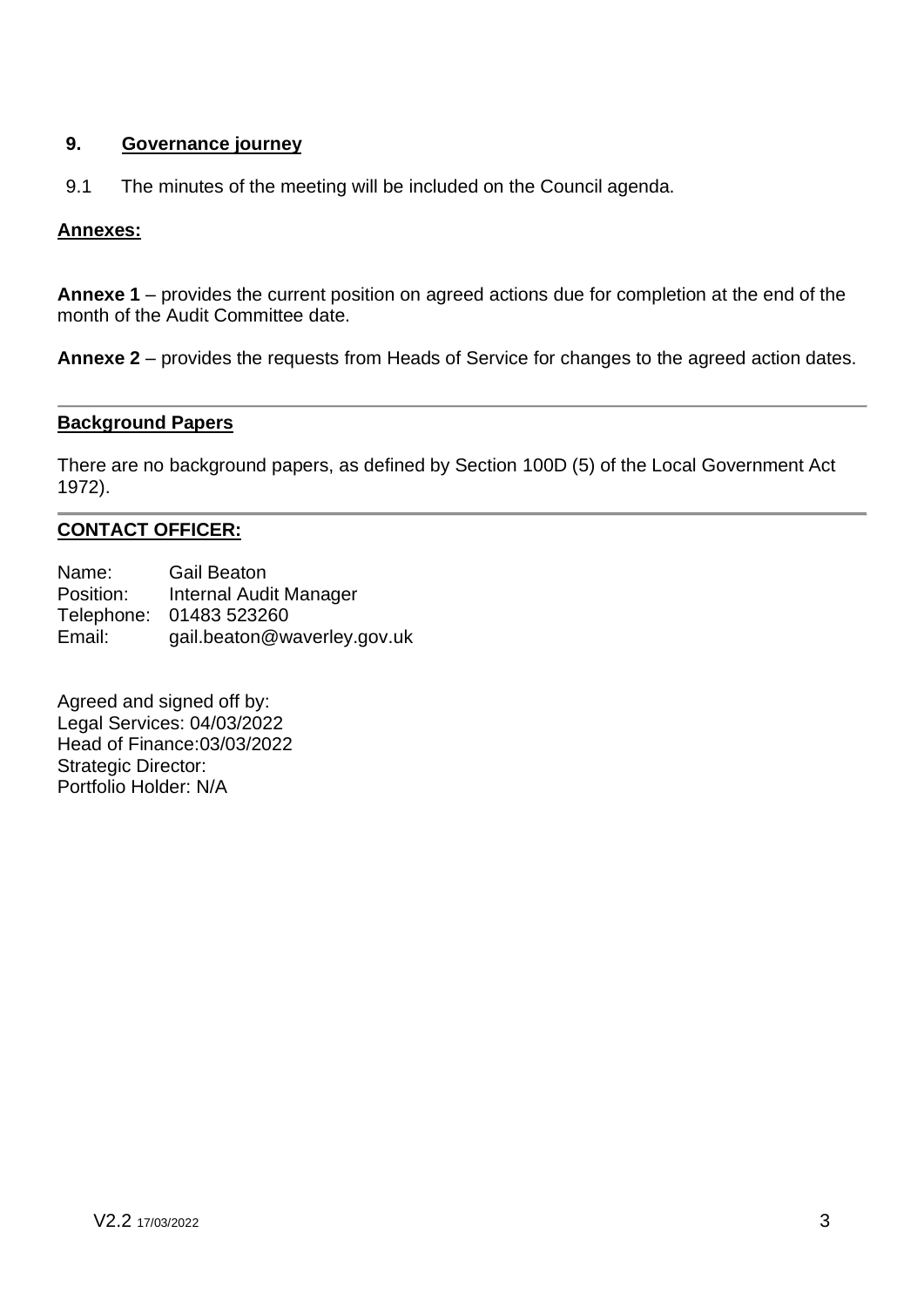## 9. Governance journey

9.1 The minutes of the meeting will be included on the Council agenda.

**Annexes:**

**Annexe 1** – provides the current position on agreed actions due for completion at the end of the month of the Audit Committee date.

**Annexe 2** – provides the requests from Heads of Service for changes to the agreed action dates.

---

**Background Papers**

There are no background papers, as defined by Section 100D (5) of the Local Government Act 1972).

---

**CONTACT OFFICER:**

Name: Gail Beaton
Position: Internal Audit Manager
Telephone: 01483 523260
Email: gail.beaton@waverley.gov.uk

Agreed and signed off by:
Legal Services: 04/03/2022
Head of Finance:03/03/2022
Strategic Director:
Portfolio Holder: N/A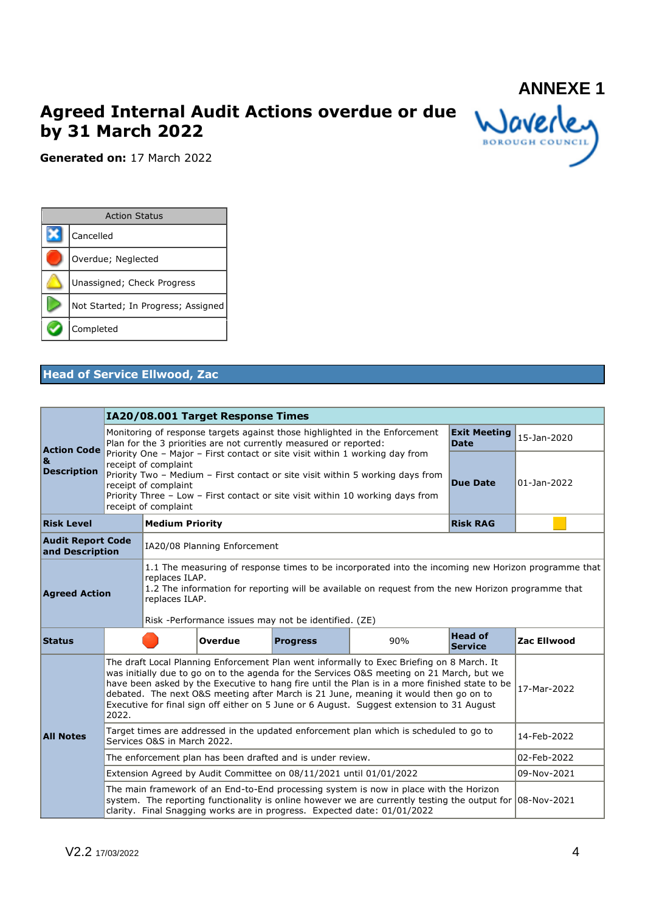ANNEXE 1

# Agreed Internal Audit Actions overdue or due by 31 March 2022

**Generated on:** 17 March 2022

| Action Status | |
|---|---|
| | Cancelled |
| | Overdue; Neglected |
| | Unassigned; Check Progress |
| | Not Started; In Progress; Assigned |
| | Completed |

## Head of Service Ellwood, Zac

| | **IA20/08.001 Target Response Times** | | | | | |
|---|---|---|---|---|---|---|
| **Action Code & Description** | Monitoring of response targets against those highlighted in the Enforcement Plan for the 3 priorities are not currently measured or reported:<br>Priority One – Major – First contact or site visit within 1 working day from receipt of complaint<br>Priority Two – Medium – First contact or site visit within 5 working days from receipt of complaint<br>Priority Three – Low – First contact or site visit within 10 working days from receipt of complaint | | | | **Exit Meeting Date** | 15-Jan-2020 |
| | | | | | **Due Date** | 01-Jan-2022 |
| **Risk Level** | **Medium Priority** | | | | **Risk RAG** | |
| **Audit Report Code and Description** | IA20/08 Planning Enforcement | | | | | |
| **Agreed Action** | 1.1 The measuring of response times to be incorporated into the incoming new Horizon programme that replaces ILAP.<br>1.2 The information for reporting will be available on request from the new Horizon programme that replaces ILAP.<br><br>Risk -Performance issues may not be identified. (ZE) | | | | | |
| **Status** | | **Overdue** | **Progress** | 90% | **Head of Service** | **Zac Ellwood** |
| **All Notes** | The draft Local Planning Enforcement Plan went informally to Exec Briefing on 8 March. It was initially due to go on to the agenda for the Services O&S meeting on 21 March, but we have been asked by the Executive to hang fire until the Plan is in a more finished state to be debated. The next O&S meeting after March is 21 June, meaning it would then go on to Executive for final sign off either on 5 June or 6 August. Suggest extension to 31 August 2022. | | | | | 17-Mar-2022 |
| | Target times are addressed in the updated enforcement plan which is scheduled to go to Services O&S in March 2022. | | | | | 14-Feb-2022 |
| | The enforcement plan has been drafted and is under review. | | | | | 02-Feb-2022 |
| | Extension Agreed by Audit Committee on 08/11/2021 until 01/01/2022 | | | | | 09-Nov-2021 |
| | The main framework of an End-to-End processing system is now in place with the Horizon system. The reporting functionality is online however we are currently testing the output for clarity. Final Snagging works are in progress. Expected date: 01/01/2022 | | | | | 08-Nov-2021 |

V2.2 17/03/2022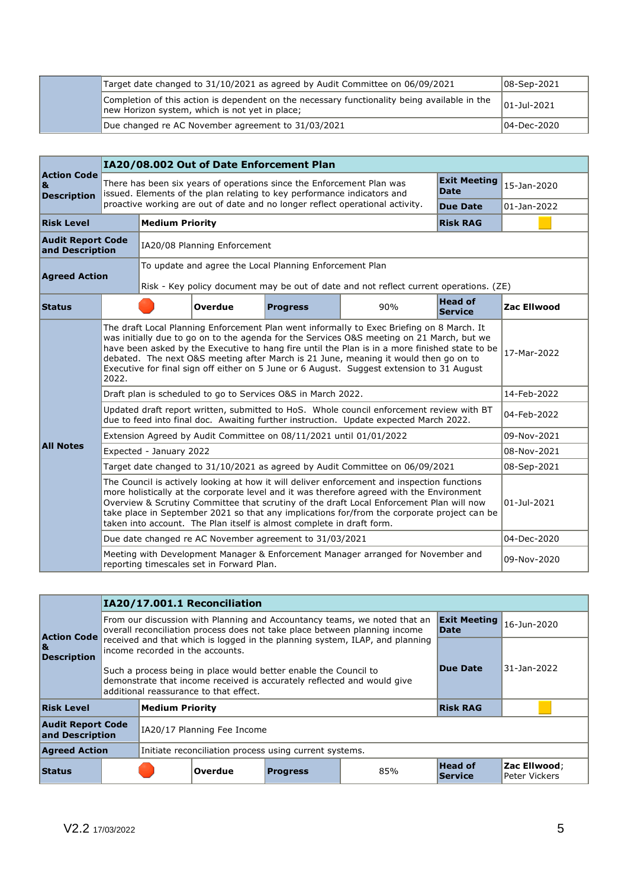| | | |
|---|---|---|
| | Target date changed to 31/10/2021 as agreed by Audit Committee on 06/09/2021 | 08-Sep-2021 |
| | Completion of this action is dependent on the necessary functionality being available in the new Horizon system, which is not yet in place; | 01-Jul-2021 |
| | Due changed re AC November agreement to 31/03/2021 | 04-Dec-2020 |

| **Action Code & Description** | **IA20/08.002 Out of Date Enforcement Plan** | | | | | |
|---|---|---|---|---|---|---|
| | There has been six years of operations since the Enforcement Plan was issued. Elements of the plan relating to key performance indicators and proactive working are out of date and no longer reflect operational activity. | | | | **Exit Meeting Date** | 15-Jan-2020 |
| | | | | | **Due Date** | 01-Jan-2022 |
| **Risk Level** | **Medium Priority** | | | | **Risk RAG** | |
| **Audit Report Code and Description** | IA20/08 Planning Enforcement | | | | | |
| **Agreed Action** | To update and agree the Local Planning Enforcement Plan<br><br>Risk - Key policy document may be out of date and not reflect current operations. (ZE) | | | | | |
| **Status** | | **Overdue** | **Progress** | 90% | **Head of Service** | **Zac Ellwood** |
| **All Notes** | The draft Local Planning Enforcement Plan went informally to Exec Briefing on 8 March. It was initially due to go on to the agenda for the Services O&S meeting on 21 March, but we have been asked by the Executive to hang fire until the Plan is in a more finished state to be debated. The next O&S meeting after March is 21 June, meaning it would then go on to Executive for final sign off either on 5 June or 6 August. Suggest extension to 31 August 2022. | | | | | 17-Mar-2022 |
| | Draft plan is scheduled to go to Services O&S in March 2022. | | | | | 14-Feb-2022 |
| | Updated draft report written, submitted to HoS. Whole council enforcement review with BT due to feed into final doc. Awaiting further instruction. Update expected March 2022. | | | | | 04-Feb-2022 |
| | Extension Agreed by Audit Committee on 08/11/2021 until 01/01/2022 | | | | | 09-Nov-2021 |
| | Expected - January 2022 | | | | | 08-Nov-2021 |
| | Target date changed to 31/10/2021 as agreed by Audit Committee on 06/09/2021 | | | | | 08-Sep-2021 |
| | The Council is actively looking at how it will deliver enforcement and inspection functions more holistically at the corporate level and it was therefore agreed with the Environment Overview & Scrutiny Committee that scrutiny of the draft Local Enforcement Plan will now take place in September 2021 so that any implications for/from the corporate project can be taken into account. The Plan itself is almost complete in draft form. | | | | | 01-Jul-2021 |
| | Due date changed re AC November agreement to 31/03/2021 | | | | | 04-Dec-2020 |
| | Meeting with Development Manager & Enforcement Manager arranged for November and reporting timescales set in Forward Plan. | | | | | 09-Nov-2020 |

| **Action Code & Description** | **IA20/17.001.1 Reconciliation** | | | | | |
|---|---|---|---|---|---|---|
| | From our discussion with Planning and Accountancy teams, we noted that an overall reconciliation process does not take place between planning income received and that which is logged in the planning system, ILAP, and planning income recorded in the accounts.<br><br>Such a process being in place would better enable the Council to demonstrate that income received is accurately reflected and would give additional reassurance to that effect. | | | | **Exit Meeting Date** | 16-Jun-2020 |
| | | | | | **Due Date** | 31-Jan-2022 |
| **Risk Level** | **Medium Priority** | | | | **Risk RAG** | |
| **Audit Report Code and Description** | IA20/17 Planning Fee Income | | | | | |
| **Agreed Action** | Initiate reconciliation process using current systems. | | | | | |
| **Status** | | **Overdue** | **Progress** | 85% | **Head of Service** | **Zac Ellwood**; Peter Vickers |

V2.2 17/03/2022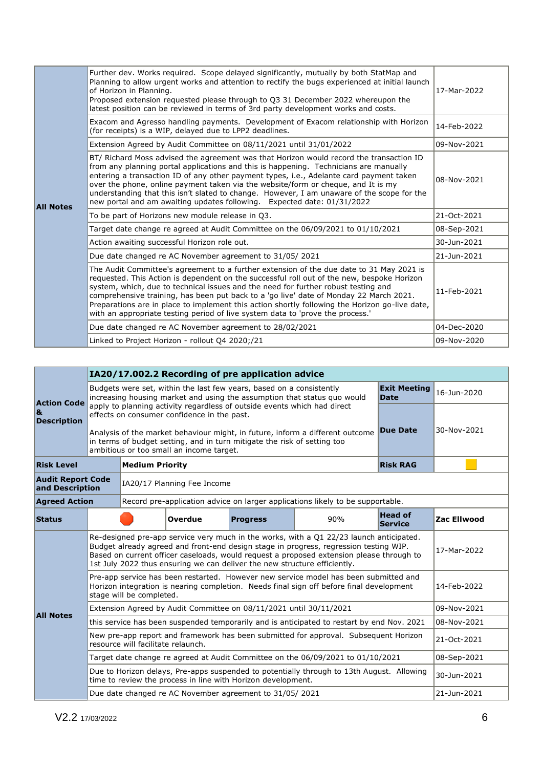| | | |
|---|---|---|
| **All Notes** | Further dev. Works required. Scope delayed significantly, mutually by both StatMap and Planning to allow urgent works and attention to rectify the bugs experienced at initial launch of Horizon in Planning.<br>Proposed extension requested please through to Q3 31 December 2022 whereupon the latest position can be reviewed in terms of 3rd party development works and costs. | 17-Mar-2022 |
| | Exacom and Agresso handling payments. Development of Exacom relationship with Horizon (for receipts) is a WIP, delayed due to LPP2 deadlines. | 14-Feb-2022 |
| | Extension Agreed by Audit Committee on 08/11/2021 until 31/01/2022 | 09-Nov-2021 |
| | BT/ Richard Moss advised the agreement was that Horizon would record the transaction ID from any planning portal applications and this is happening. Technicians are manually entering a transaction ID of any other payment types, i.e., Adelante card payment taken over the phone, online payment taken via the website/form or cheque, and It is my understanding that this isn't slated to change. However, I am unaware of the scope for the new portal and am awaiting updates following. Expected date: 01/31/2022 | 08-Nov-2021 |
| | To be part of Horizons new module release in Q3. | 21-Oct-2021 |
| | Target date change re agreed at Audit Committee on the 06/09/2021 to 01/10/2021 | 08-Sep-2021 |
| | Action awaiting successful Horizon role out. | 30-Jun-2021 |
| | Due date changed re AC November agreement to 31/05/ 2021 | 21-Jun-2021 |
| | The Audit Committee's agreement to a further extension of the due date to 31 May 2021 is requested. This Action is dependent on the successful roll out of the new, bespoke Horizon system, which, due to technical issues and the need for further robust testing and comprehensive training, has been put back to a 'go live' date of Monday 22 March 2021. Preparations are in place to implement this action shortly following the Horizon go-live date, with an appropriate testing period of live system data to 'prove the process.' | 11-Feb-2021 |
| | Due date changed re AC November agreement to 28/02/2021 | 04-Dec-2020 |
| | Linked to Project Horizon - rollout Q4 2020;/21 | 09-Nov-2020 |

| | | | | | | |
|---|---|---|---|---|---|---|
| **Action Code & Description** | **IA20/17.002.2 Recording of pre application advice** | | | | | |
| | Budgets were set, within the last few years, based on a consistently increasing housing market and using the assumption that status quo would apply to planning activity regardless of outside events which had direct effects on consumer confidence in the past.<br><br>Analysis of the market behaviour might, in future, inform a different outcome in terms of budget setting, and in turn mitigate the risk of setting too ambitious or too small an income target. | | | | **Exit Meeting Date** | 16-Jun-2020 |
| | | | | | **Due Date** | 30-Nov-2021 |
| **Risk Level** | **Medium Priority** | | | | **Risk RAG** | Amber |
| **Audit Report Code and Description** | IA20/17 Planning Fee Income | | | | | |
| **Agreed Action** | Record pre-application advice on larger applications likely to be supportable. | | | | | |
| **Status** | Red | **Overdue** | **Progress** | 90% | **Head of Service** | **Zac Ellwood** |
| **All Notes** | Re-designed pre-app service very much in the works, with a Q1 22/23 launch anticipated. Budget already agreed and front-end design stage in progress, regression testing WIP. Based on current officer caseloads, would request a proposed extension please through to 1st July 2022 thus ensuring we can deliver the new structure efficiently. | | | | | 17-Mar-2022 |
| | Pre-app service has been restarted. However new service model has been submitted and Horizon integration is nearing completion. Needs final sign off before final development stage will be completed. | | | | | 14-Feb-2022 |
| | Extension Agreed by Audit Committee on 08/11/2021 until 30/11/2021 | | | | | 09-Nov-2021 |
| | this service has been suspended temporarily and is anticipated to restart by end Nov. 2021 | | | | | 08-Nov-2021 |
| | New pre-app report and framework has been submitted for approval. Subsequent Horizon resource will facilitate relaunch. | | | | | 21-Oct-2021 |
| | Target date change re agreed at Audit Committee on the 06/09/2021 to 01/10/2021 | | | | | 08-Sep-2021 |
| | Due to Horizon delays, Pre-apps suspended to potentially through to 13th August. Allowing time to review the process in line with Horizon development. | | | | | 30-Jun-2021 |
| | Due date changed re AC November agreement to 31/05/ 2021 | | | | | 21-Jun-2021 |

V2.2 17/03/2022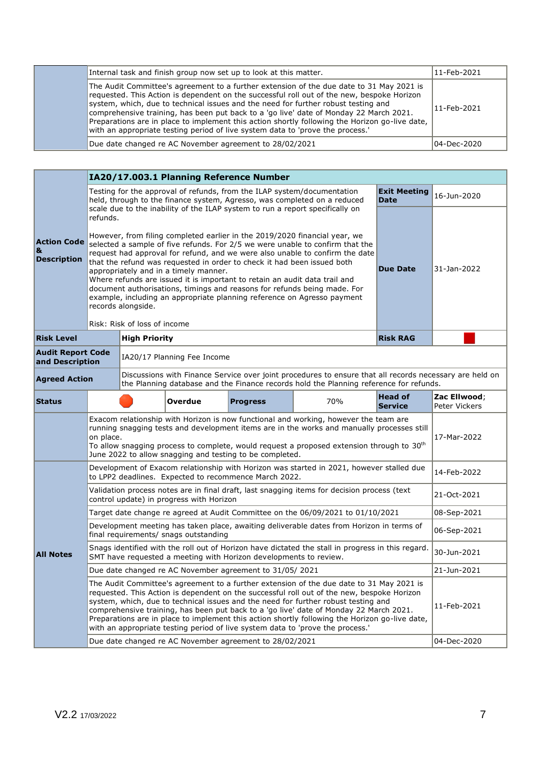| | | |
|---|---|---|
| | Internal task and finish group now set up to look at this matter. | 11-Feb-2021 |
| | The Audit Committee's agreement to a further extension of the due date to 31 May 2021 is requested. This Action is dependent on the successful roll out of the new, bespoke Horizon system, which, due to technical issues and the need for further robust testing and comprehensive training, has been put back to a 'go live' date of Monday 22 March 2021. Preparations are in place to implement this action shortly following the Horizon go-live date, with an appropriate testing period of live system data to 'prove the process.' | 11-Feb-2021 |
| | Due date changed re AC November agreement to 28/02/2021 | 04-Dec-2020 |

| | **IA20/17.003.1 Planning Reference Number** | | | | | | |
|---|---|---|---|---|---|---|---|
| **Action Code & Description** | Testing for the approval of refunds, from the ILAP system/documentation held, through to the finance system, Agresso, was completed on a reduced scale due to the inability of the ILAP system to run a report specifically on refunds.<br><br>However, from filing completed earlier in the 2019/2020 financial year, we selected a sample of five refunds. For 2/5 we were unable to confirm that the request had approval for refund, and we were also unable to confirm the date that the refund was requested in order to check it had been issued both appropriately and in a timely manner.<br>Where refunds are issued it is important to retain an audit data trail and document authorisations, timings and reasons for refunds being made. For example, including an appropriate planning reference on Agresso payment records alongside.<br><br>Risk: Risk of loss of income | | | | | **Exit Meeting Date**<br><br>**Due Date** | 16-Jun-2020<br><br>31-Jan-2022 |
| **Risk Level** | | **High Priority** | | | | **Risk RAG** | Red |
| **Audit Report Code and Description** | | IA20/17 Planning Fee Income | | | | | |
| **Agreed Action** | | Discussions with Finance Service over joint procedures to ensure that all records necessary are held on the Planning database and the Finance records hold the Planning reference for refunds. | | | | | |
| **Status** | Red | | **Overdue** | **Progress** | 70% | **Head of Service** | **Zac Ellwood**; Peter Vickers |
| | Exacom relationship with Horizon is now functional and working, however the team are running snagging tests and development items are in the works and manually processes still on place.<br>To allow snagging process to complete, would request a proposed extension through to 30th June 2022 to allow snagging and testing to be completed. | | | | | | 17-Mar-2022 |
| **All Notes** | Development of Exacom relationship with Horizon was started in 2021, however stalled due to LPP2 deadlines. Expected to recommence March 2022. | | | | | | 14-Feb-2022 |
| | Validation process notes are in final draft, last snagging items for decision process (text control update) in progress with Horizon | | | | | | 21-Oct-2021 |
| | Target date change re agreed at Audit Committee on the 06/09/2021 to 01/10/2021 | | | | | | 08-Sep-2021 |
| | Development meeting has taken place, awaiting deliverable dates from Horizon in terms of final requirements/ snags outstanding | | | | | | 06-Sep-2021 |
| | Snags identified with the roll out of Horizon have dictated the stall in progress in this regard. SMT have requested a meeting with Horizon developments to review. | | | | | | 30-Jun-2021 |
| | Due date changed re AC November agreement to 31/05/ 2021 | | | | | | 21-Jun-2021 |
| | The Audit Committee's agreement to a further extension of the due date to 31 May 2021 is requested. This Action is dependent on the successful roll out of the new, bespoke Horizon system, which, due to technical issues and the need for further robust testing and comprehensive training, has been put back to a 'go live' date of Monday 22 March 2021. Preparations are in place to implement this action shortly following the Horizon go-live date, with an appropriate testing period of live system data to 'prove the process.' | | | | | | 11-Feb-2021 |
| | Due date changed re AC November agreement to 28/02/2021 | | | | | | 04-Dec-2020 |

V2.2 17/03/2022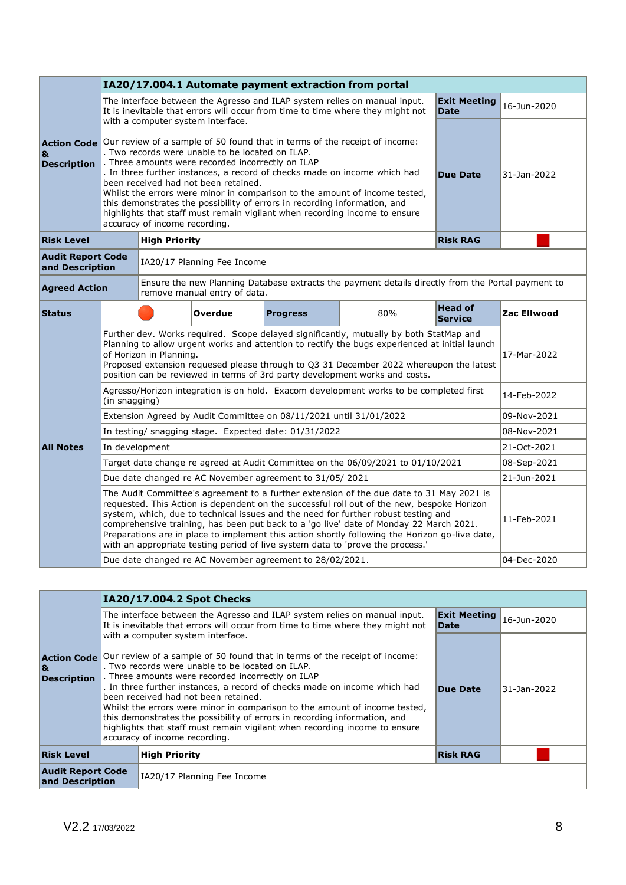| IA20/17.004.1 Automate payment extraction from portal | | | | | | | |
|---|---|---|---|---|---|---|---|
| **Action Code & Description** | The interface between the Agresso and ILAP system relies on manual input. It is inevitable that errors will occur from time to time where they might not with a computer system interface.<br><br>Our review of a sample of 50 found that in terms of the receipt of income:<br>. Two records were unable to be located on ILAP.<br>. Three amounts were recorded incorrectly on ILAP<br>. In three further instances, a record of checks made on income which had been received had not been retained.<br>Whilst the errors were minor in comparison to the amount of income tested, this demonstrates the possibility of errors in recording information, and highlights that staff must remain vigilant when recording income to ensure accuracy of income recording. | | | | | **Exit Meeting Date** / **Due Date** | 16-Jun-2020 / 31-Jan-2022 |
| **Risk Level** | **High Priority** | | | | | **Risk RAG** | Red |
| **Audit Report Code and Description** | IA20/17 Planning Fee Income | | | | | | |
| **Agreed Action** | Ensure the new Planning Database extracts the payment details directly from the Portal payment to remove manual entry of data. | | | | | | |
| **Status** | Red | **Overdue** | **Progress** | 80% | | **Head of Service** | **Zac Ellwood** |
| **All Notes** | Further dev. Works required. Scope delayed significantly, mutually by both StatMap and Planning to allow urgent works and attention to rectify the bugs experienced at initial launch of Horizon in Planning.<br>Proposed extension requesed please through to Q3 31 December 2022 whereupon the latest position can be reviewed in terms of 3rd party development works and costs. | | | | | | 17-Mar-2022 |
| | Agresso/Horizon integration is on hold. Exacom development works to be completed first (in snagging) | | | | | | 14-Feb-2022 |
| | Extension Agreed by Audit Committee on 08/11/2021 until 31/01/2022 | | | | | | 09-Nov-2021 |
| | In testing/ snagging stage. Expected date: 01/31/2022 | | | | | | 08-Nov-2021 |
| | In development | | | | | | 21-Oct-2021 |
| | Target date change re agreed at Audit Committee on the 06/09/2021 to 01/10/2021 | | | | | | 08-Sep-2021 |
| | Due date changed re AC November agreement to 31/05/ 2021 | | | | | | 21-Jun-2021 |
| | The Audit Committee's agreement to a further extension of the due date to 31 May 2021 is requested. This Action is dependent on the successful roll out of the new, bespoke Horizon system, which, due to technical issues and the need for further robust testing and comprehensive training, has been put back to a 'go live' date of Monday 22 March 2021. Preparations are in place to implement this action shortly following the Horizon go-live date, with an appropriate testing period of live system data to 'prove the process.' | | | | | | 11-Feb-2021 |
| | Due date changed re AC November agreement to 28/02/2021. | | | | | | 04-Dec-2020 |

| IA20/17.004.2 Spot Checks | | | |
|---|---|---|---|
| **Action Code & Description** | The interface between the Agresso and ILAP system relies on manual input. It is inevitable that errors will occur from time to time where they might not with a computer system interface.<br><br>Our review of a sample of 50 found that in terms of the receipt of income:<br>. Two records were unable to be located on ILAP.<br>. Three amounts were recorded incorrectly on ILAP<br>. In three further instances, a record of checks made on income which had been received had not been retained.<br>Whilst the errors were minor in comparison to the amount of income tested, this demonstrates the possibility of errors in recording information, and highlights that staff must remain vigilant when recording income to ensure accuracy of income recording. | **Exit Meeting Date** / **Due Date** | 16-Jun-2020 / 31-Jan-2022 |
| **Risk Level** | **High Priority** | **Risk RAG** | Red |
| **Audit Report Code and Description** | IA20/17 Planning Fee Income | | |

V2.2 17/03/2022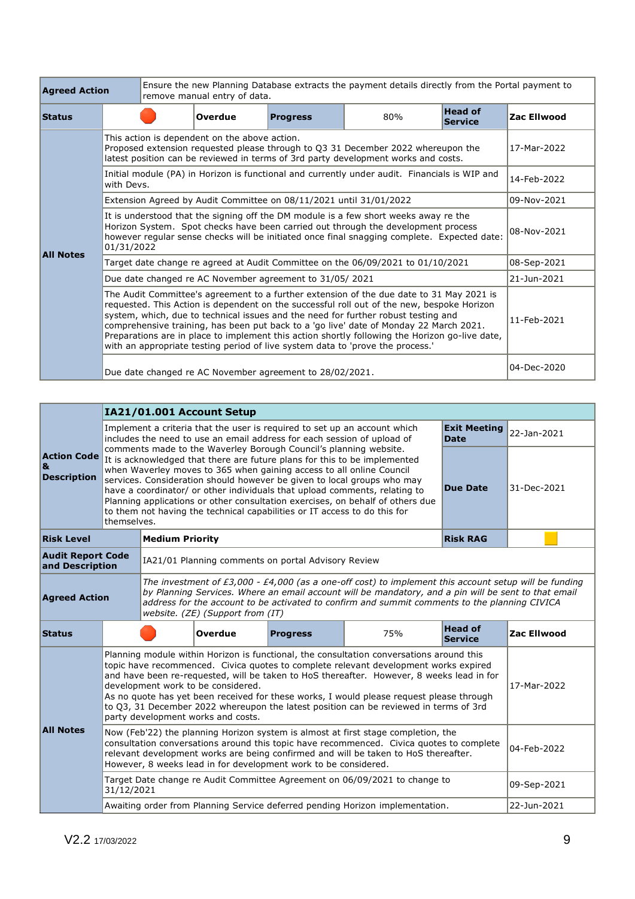| Agreed Action | Ensure the new Planning Database extracts the payment details directly from the Portal payment to remove manual entry of data. | | | | | |
|---|---|---|---|---|---|---|
| Status | | Overdue | Progress | 80% | Head of Service | Zac Ellwood |
| All Notes | This action is dependent on the above action.<br>Proposed extension requested please through to Q3 31 December 2022 whereupon the latest position can be reviewed in terms of 3rd party development works and costs. | | | | | 17-Mar-2022 |
| | Initial module (PA) in Horizon is functional and currently under audit. Financials is WIP and with Devs. | | | | | 14-Feb-2022 |
| | Extension Agreed by Audit Committee on 08/11/2021 until 31/01/2022 | | | | | 09-Nov-2021 |
| | It is understood that the signing off the DM module is a few short weeks away re the Horizon System. Spot checks have been carried out through the development process however regular sense checks will be initiated once final snagging complete. Expected date: 01/31/2022 | | | | | 08-Nov-2021 |
| | Target date change re agreed at Audit Committee on the 06/09/2021 to 01/10/2021 | | | | | 08-Sep-2021 |
| | Due date changed re AC November agreement to 31/05/ 2021 | | | | | 21-Jun-2021 |
| | The Audit Committee's agreement to a further extension of the due date to 31 May 2021 is requested. This Action is dependent on the successful roll out of the new, bespoke Horizon system, which, due to technical issues and the need for further robust testing and comprehensive training, has been put back to a 'go live' date of Monday 22 March 2021. Preparations are in place to implement this action shortly following the Horizon go-live date, with an appropriate testing period of live system data to 'prove the process.' | | | | | 11-Feb-2021 |
| | Due date changed re AC November agreement to 28/02/2021. | | | | | 04-Dec-2020 |

| Action Code & Description | **IA21/01.001 Account Setup** | | | | | |
|---|---|---|---|---|---|---|
| | Implement a criteria that the user is required to set up an account which includes the need to use an email address for each session of upload of comments made to the Waverley Borough Council's planning website.<br>It is acknowledged that there are future plans for this to be implemented when Waverley moves to 365 when gaining access to all online Council services. Consideration should however be given to local groups who may have a coordinator/ or other individuals that upload comments, relating to Planning applications or other consultation exercises, on behalf of others due to them not having the technical capabilities or IT access to do this for themselves. | | | | Exit Meeting Date | 22-Jan-2021 |
| | | | | | Due Date | 31-Dec-2021 |
| Risk Level | Medium Priority | | | | Risk RAG | |
| Audit Report Code and Description | IA21/01 Planning comments on portal Advisory Review | | | | | |
| Agreed Action | *The investment of £3,000 - £4,000 (as a one-off cost) to implement this account setup will be funding by Planning Services. Where an email account will be mandatory, and a pin will be sent to that email address for the account to be activated to confirm and summit comments to the planning CIVICA website. (ZE) (Support from (IT)* | | | | | |
| Status | | Overdue | Progress | 75% | Head of Service | Zac Ellwood |
| All Notes | Planning module within Horizon is functional, the consultation conversations around this topic have recommenced. Civica quotes to complete relevant development works expired and have been re-requested, will be taken to HoS thereafter. However, 8 weeks lead in for development work to be considered.<br>As no quote has yet been received for these works, I would please request please through to Q3, 31 December 2022 whereupon the latest position can be reviewed in terms of 3rd party development works and costs. | | | | | 17-Mar-2022 |
| | Now (Feb'22) the planning Horizon system is almost at first stage completion, the consultation conversations around this topic have recommenced. Civica quotes to complete relevant development works are being confirmed and will be taken to HoS thereafter. However, 8 weeks lead in for development work to be considered. | | | | | 04-Feb-2022 |
| | Target Date change re Audit Committee Agreement on 06/09/2021 to change to 31/12/2021 | | | | | 09-Sep-2021 |
| | Awaiting order from Planning Service deferred pending Horizon implementation. | | | | | 22-Jun-2021 |

V2.2 17/03/2022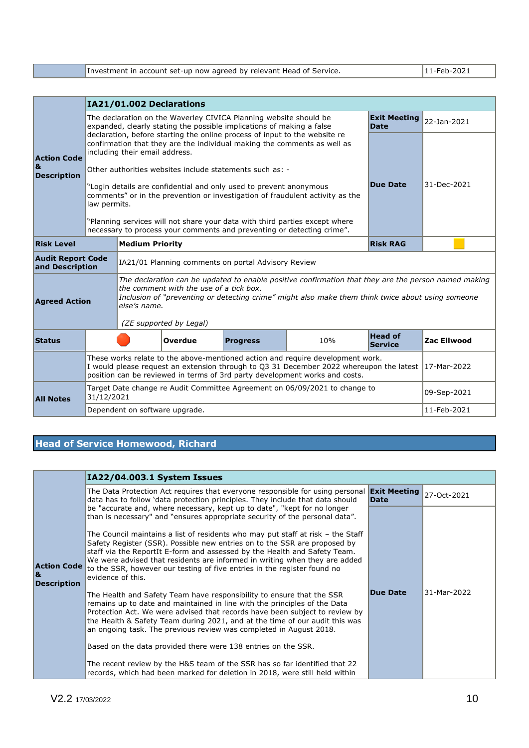| | Investment in account set-up now agreed by relevant Head of Service. | 11-Feb-2021 |
|---|---|---|

| | **IA21/01.002 Declarations** | | | | | | |
|---|---|---|---|---|---|---|---|
| **Action Code & Description** | The declaration on the Waverley CIVICA Planning website should be expanded, clearly stating the possible implications of making a false declaration, before starting the online process of input to the website re confirmation that they are the individual making the comments as well as including their email address.<br><br>Other authorities websites include statements such as: -<br><br>"Login details are confidential and only used to prevent anonymous comments" or in the prevention or investigation of fraudulent activity as the law permits.<br><br>"Planning services will not share your data with third parties except where necessary to process your comments and preventing or detecting crime". | | | | | **Exit Meeting Date**<br><br>**Due Date** | 22-Jan-2021<br><br>31-Dec-2021 |
| **Risk Level** | | **Medium Priority** | | | | **Risk RAG** | Amber |
| **Audit Report Code and Description** | | IA21/01 Planning comments on portal Advisory Review | | | | | |
| **Agreed Action** | | *The declaration can be updated to enable positive confirmation that they are the person named making the comment with the use of a tick box.*<br>*Inclusion of "preventing or detecting crime" might also make them think twice about using someone else's name.*<br><br>*(ZE supported by Legal)* | | | | | |
| **Status** | Red | | **Overdue** | **Progress** | 10% | **Head of Service** | **Zac Ellwood** |
| **All Notes** | These works relate to the above-mentioned action and require development work.<br>I would please request an extension through to Q3 31 December 2022 whereupon the latest position can be reviewed in terms of 3rd party development works and costs. | | | | | | 17-Mar-2022 |
| | Target Date change re Audit Committee Agreement on 06/09/2021 to change to 31/12/2021 | | | | | | 09-Sep-2021 |
| | Dependent on software upgrade. | | | | | | 11-Feb-2021 |

## Head of Service Homewood, Richard

| | **IA22/04.003.1 System Issues** | | |
|---|---|---|---|
| **Action Code & Description** | The Data Protection Act requires that everyone responsible for using personal data has to follow 'data protection principles. They include that data should be "accurate and, where necessary, kept up to date", "kept for no longer than is necessary" and "ensures appropriate security of the personal data".<br><br>The Council maintains a list of residents who may put staff at risk – the Staff Safety Register (SSR). Possible new entries on to the SSR are proposed by staff via the ReportIt E-form and assessed by the Health and Safety Team. We were advised that residents are informed in writing when they are added to the SSR, however our testing of five entries in the register found no evidence of this.<br><br>The Health and Safety Team have responsibility to ensure that the SSR remains up to date and maintained in line with the principles of the Data Protection Act. We were advised that records have been subject to review by the Health & Safety Team during 2021, and at the time of our audit this was an ongoing task. The previous review was completed in August 2018.<br><br>Based on the data provided there were 138 entries on the SSR.<br><br>The recent review by the H&S team of the SSR has so far identified that 22 records, which had been marked for deletion in 2018, were still held within | **Exit Meeting Date**<br><br>**Due Date** | 27-Oct-2021<br><br>31-Mar-2022 |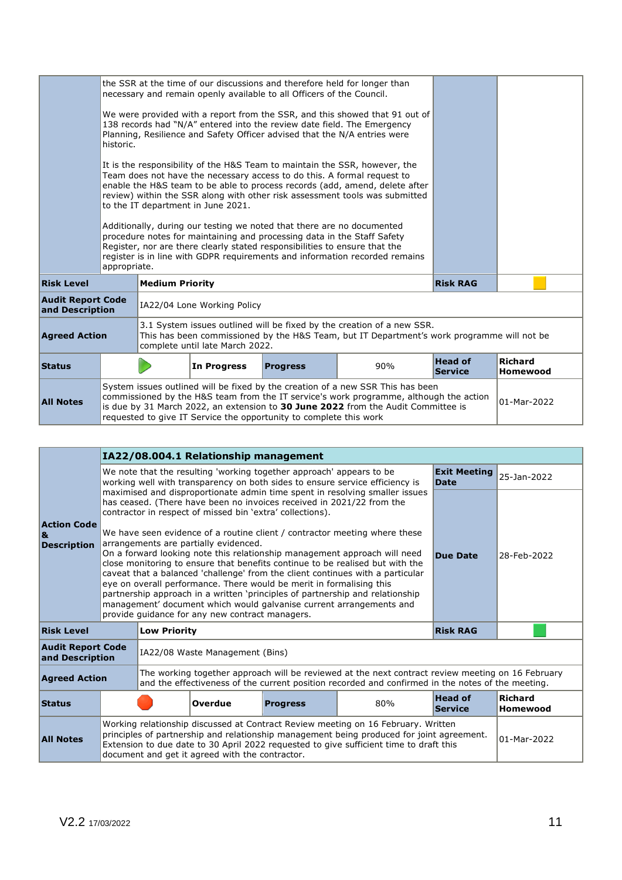| | | | | | | |
|---|---|---|---|---|---|---|
| | the SSR at the time of our discussions and therefore held for longer than necessary and remain openly available to all Officers of the Council.<br><br>We were provided with a report from the SSR, and this showed that 91 out of 138 records had "N/A" entered into the review date field. The Emergency Planning, Resilience and Safety Officer advised that the N/A entries were historic.<br><br>It is the responsibility of the H&S Team to maintain the SSR, however, the Team does not have the necessary access to do this. A formal request to enable the H&S team to be able to process records (add, amend, delete after review) within the SSR along with other risk assessment tools was submitted to the IT department in June 2021.<br><br>Additionally, during our testing we noted that there are no documented procedure notes for maintaining and processing data in the Staff Safety Register, nor are there clearly stated responsibilities to ensure that the register is in line with GDPR requirements and information recorded remains appropriate. | | | | | |
| **Risk Level** | **Medium Priority** | | | | **Risk RAG** | Amber |
| **Audit Report Code and Description** | IA22/04 Lone Working Policy | | | | | |
| **Agreed Action** | 3.1 System issues outlined will be fixed by the creation of a new SSR. This has been commissioned by the H&S Team, but IT Department's work programme will not be complete until late March 2022. | | | | | |
| **Status** | In Progress (green arrow) | **In Progress** | **Progress** | 90% | **Head of Service** | **Richard Homewood** |
| **All Notes** | System issues outlined will be fixed by the creation of a new SSR This has been commissioned by the H&S team from the IT service's work programme, although the action is due by 31 March 2022, an extension to **30 June 2022** from the Audit Committee is requested to give IT Service the opportunity to complete this work | | | | | 01-Mar-2022 |

| | | | | | | |
|---|---|---|---|---|---|---|
| **Action Code & Description** | **IA22/08.004.1 Relationship management** | | | | | |
| | We note that the resulting 'working together approach' appears to be working well with transparency on both sides to ensure service efficiency is maximised and disproportionate admin time spent in resolving smaller issues has ceased. (There have been no invoices received in 2021/22 from the contractor in respect of missed bin 'extra' collections).<br><br>We have seen evidence of a routine client / contractor meeting where these arrangements are partially evidenced.<br>On a forward looking note this relationship management approach will need close monitoring to ensure that benefits continue to be realised but with the caveat that a balanced 'challenge' from the client continues with a particular eye on overall performance. There would be merit in formalising this partnership approach in a written 'principles of partnership and relationship management' document which would galvanise current arrangements and provide guidance for any new contract managers. | | | | **Exit Meeting Date**<br><br>**Due Date** | 25-Jan-2022<br><br>28-Feb-2022 |
| **Risk Level** | **Low Priority** | | | | **Risk RAG** | Green |
| **Audit Report Code and Description** | IA22/08 Waste Management (Bins) | | | | | |
| **Agreed Action** | The working together approach will be reviewed at the next contract review meeting on 16 February and the effectiveness of the current position recorded and confirmed in the notes of the meeting. | | | | | |
| **Status** | Overdue (red) | **Overdue** | **Progress** | 80% | **Head of Service** | **Richard Homewood** |
| **All Notes** | Working relationship discussed at Contract Review meeting on 16 February. Written principles of partnership and relationship management being produced for joint agreement. Extension to due date to 30 April 2022 requested to give sufficient time to draft this document and get it agreed with the contractor. | | | | | 01-Mar-2022 |

V2.2 17/03/2022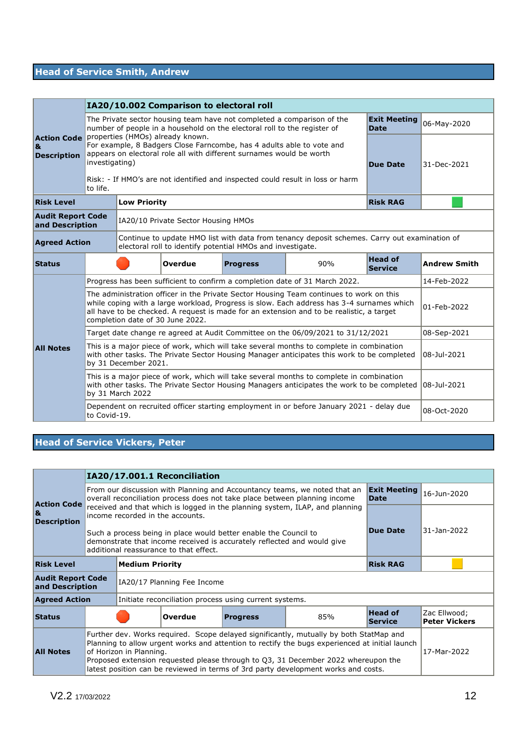## Head of Service Smith, Andrew

| | IA20/10.002 Comparison to electoral roll | | | | | |
|---|---|---|---|---|---|---|
| **Action Code & Description** | The Private sector housing team have not completed a comparison of the number of people in a household on the electoral roll to the register of properties (HMOs) already known.<br>For example, 8 Badgers Close Farncombe, has 4 adults able to vote and appears on electoral role all with different surnames would be worth investigating)<br><br>Risk: - If HMO's are not identified and inspected could result in loss or harm to life. | | | | **Exit Meeting Date** | 06-May-2020 |
| | | | | | **Due Date** | 31-Dec-2021 |
| **Risk Level** | **Low Priority** | | | | **Risk RAG** | Green |
| **Audit Report Code and Description** | IA20/10 Private Sector Housing HMOs | | | | | |
| **Agreed Action** | Continue to update HMO list with data from tenancy deposit schemes. Carry out examination of electoral roll to identify potential HMOs and investigate. | | | | | |
| **Status** | Red | **Overdue** | **Progress** | 90% | **Head of Service** | **Andrew Smith** |
| **All Notes** | Progress has been sufficient to confirm a completion date of 31 March 2022. | | | | | 14-Feb-2022 |
| | The administration officer in the Private Sector Housing Team continues to work on this while coping with a large workload, Progress is slow. Each address has 3-4 surnames which all have to be checked. A request is made for an extension and to be realistic, a target completion date of 30 June 2022. | | | | | 01-Feb-2022 |
| | Target date change re agreed at Audit Committee on the 06/09/2021 to 31/12/2021 | | | | | 08-Sep-2021 |
| | This is a major piece of work, which will take several months to complete in combination with other tasks. The Private Sector Housing Manager anticipates this work to be completed by 31 December 2021. | | | | | 08-Jul-2021 |
| | This is a major piece of work, which will take several months to complete in combination with other tasks. The Private Sector Housing Managers anticipates the work to be completed by 31 March 2022 | | | | | 08-Jul-2021 |
| | Dependent on recruited officer starting employment in or before January 2021 - delay due to Covid-19. | | | | | 08-Oct-2020 |

## Head of Service Vickers, Peter

| | IA20/17.001.1 Reconciliation | | | | | |
|---|---|---|---|---|---|---|
| **Action Code & Description** | From our discussion with Planning and Accountancy teams, we noted that an overall reconciliation process does not take place between planning income received and that which is logged in the planning system, ILAP, and planning income recorded in the accounts.<br><br>Such a process being in place would better enable the Council to demonstrate that income received is accurately reflected and would give additional reassurance to that effect. | | | | **Exit Meeting Date** | 16-Jun-2020 |
| | | | | | **Due Date** | 31-Jan-2022 |
| **Risk Level** | **Medium Priority** | | | | **Risk RAG** | Amber |
| **Audit Report Code and Description** | IA20/17 Planning Fee Income | | | | | |
| **Agreed Action** | Initiate reconciliation process using current systems. | | | | | |
| **Status** | Red | **Overdue** | **Progress** | 85% | **Head of Service** | Zac Ellwood; **Peter Vickers** |
| **All Notes** | Further dev. Works required. Scope delayed significantly, mutually by both StatMap and Planning to allow urgent works and attention to rectify the bugs experienced at initial launch of Horizon in Planning.<br>Proposed extension requested please through to Q3, 31 December 2022 whereupon the latest position can be reviewed in terms of 3rd party development works and costs. | | | | | 17-Mar-2022 |

V2.2 17/03/2022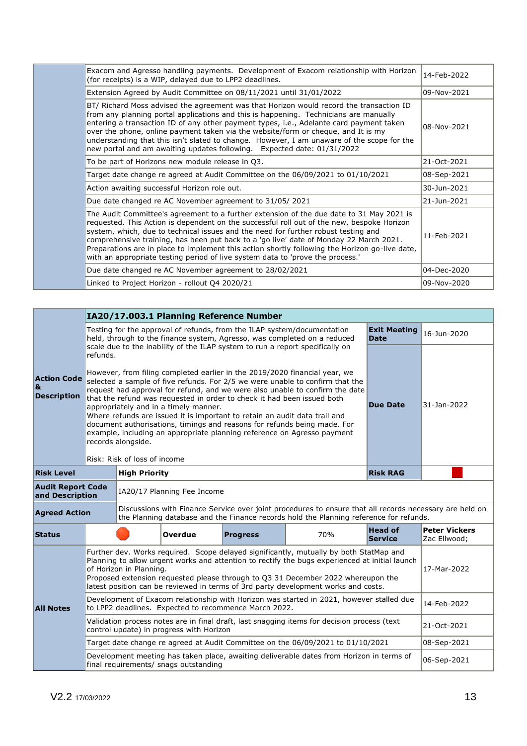| | | |
|---|---|---|
| | Exacom and Agresso handling payments. Development of Exacom relationship with Horizon (for receipts) is a WIP, delayed due to LPP2 deadlines. | 14-Feb-2022 |
| | Extension Agreed by Audit Committee on 08/11/2021 until 31/01/2022 | 09-Nov-2021 |
| | BT/ Richard Moss advised the agreement was that Horizon would record the transaction ID from any planning portal applications and this is happening. Technicians are manually entering a transaction ID of any other payment types, i.e., Adelante card payment taken over the phone, online payment taken via the website/form or cheque, and It is my understanding that this isn't slated to change. However, I am unaware of the scope for the new portal and am awaiting updates following. Expected date: 01/31/2022 | 08-Nov-2021 |
| | To be part of Horizons new module release in Q3. | 21-Oct-2021 |
| | Target date change re agreed at Audit Committee on the 06/09/2021 to 01/10/2021 | 08-Sep-2021 |
| | Action awaiting successful Horizon role out. | 30-Jun-2021 |
| | Due date changed re AC November agreement to 31/05/ 2021 | 21-Jun-2021 |
| | The Audit Committee's agreement to a further extension of the due date to 31 May 2021 is requested. This Action is dependent on the successful roll out of the new, bespoke Horizon system, which, due to technical issues and the need for further robust testing and comprehensive training, has been put back to a 'go live' date of Monday 22 March 2021. Preparations are in place to implement this action shortly following the Horizon go-live date, with an appropriate testing period of live system data to 'prove the process.' | 11-Feb-2021 |
| | Due date changed re AC November agreement to 28/02/2021 | 04-Dec-2020 |
| | Linked to Project Horizon - rollout Q4 2020/21 | 09-Nov-2020 |

| | | | | | | |
|---|---|---|---|---|---|---|
| **Action Code & Description** | **IA20/17.003.1 Planning Reference Number** | | | | | |
| | Testing for the approval of refunds, from the ILAP system/documentation held, through to the finance system, Agresso, was completed on a reduced scale due to the inability of the ILAP system to run a report specifically on refunds.<br><br>However, from filing completed earlier in the 2019/2020 financial year, we selected a sample of five refunds. For 2/5 we were unable to confirm that the request had approval for refund, and we were also unable to confirm the date that the refund was requested in order to check it had been issued both appropriately and in a timely manner.<br>Where refunds are issued it is important to retain an audit data trail and document authorisations, timings and reasons for refunds being made. For example, including an appropriate planning reference on Agresso payment records alongside.<br><br>Risk: Risk of loss of income | | | | **Exit Meeting Date**<br><br>**Due Date** | 16-Jun-2020<br><br>31-Jan-2022 |
| **Risk Level** | **High Priority** | | | | **Risk RAG** | Red |
| **Audit Report Code and Description** | IA20/17 Planning Fee Income | | | | | |
| **Agreed Action** | Discussions with Finance Service over joint procedures to ensure that all records necessary are held on the Planning database and the Finance records hold the Planning reference for refunds. | | | | | |
| **Status** | Red | **Overdue** | **Progress** | 70% | **Head of Service** | **Peter Vickers**<br>Zac Ellwood; |
| **All Notes** | Further dev. Works required. Scope delayed significantly, mutually by both StatMap and Planning to allow urgent works and attention to rectify the bugs experienced at initial launch of Horizon in Planning.<br>Proposed extension requested please through to Q3 31 December 2022 whereupon the latest position can be reviewed in terms of 3rd party development works and costs. | | | | | 17-Mar-2022 |
| | Development of Exacom relationship with Horizon was started in 2021, however stalled due to LPP2 deadlines. Expected to recommence March 2022. | | | | | 14-Feb-2022 |
| | Validation process notes are in final draft, last snagging items for decision process (text control update) in progress with Horizon | | | | | 21-Oct-2021 |
| | Target date change re agreed at Audit Committee on the 06/09/2021 to 01/10/2021 | | | | | 08-Sep-2021 |
| | Development meeting has taken place, awaiting deliverable dates from Horizon in terms of final requirements/ snags outstanding | | | | | 06-Sep-2021 |

V2.2 17/03/2022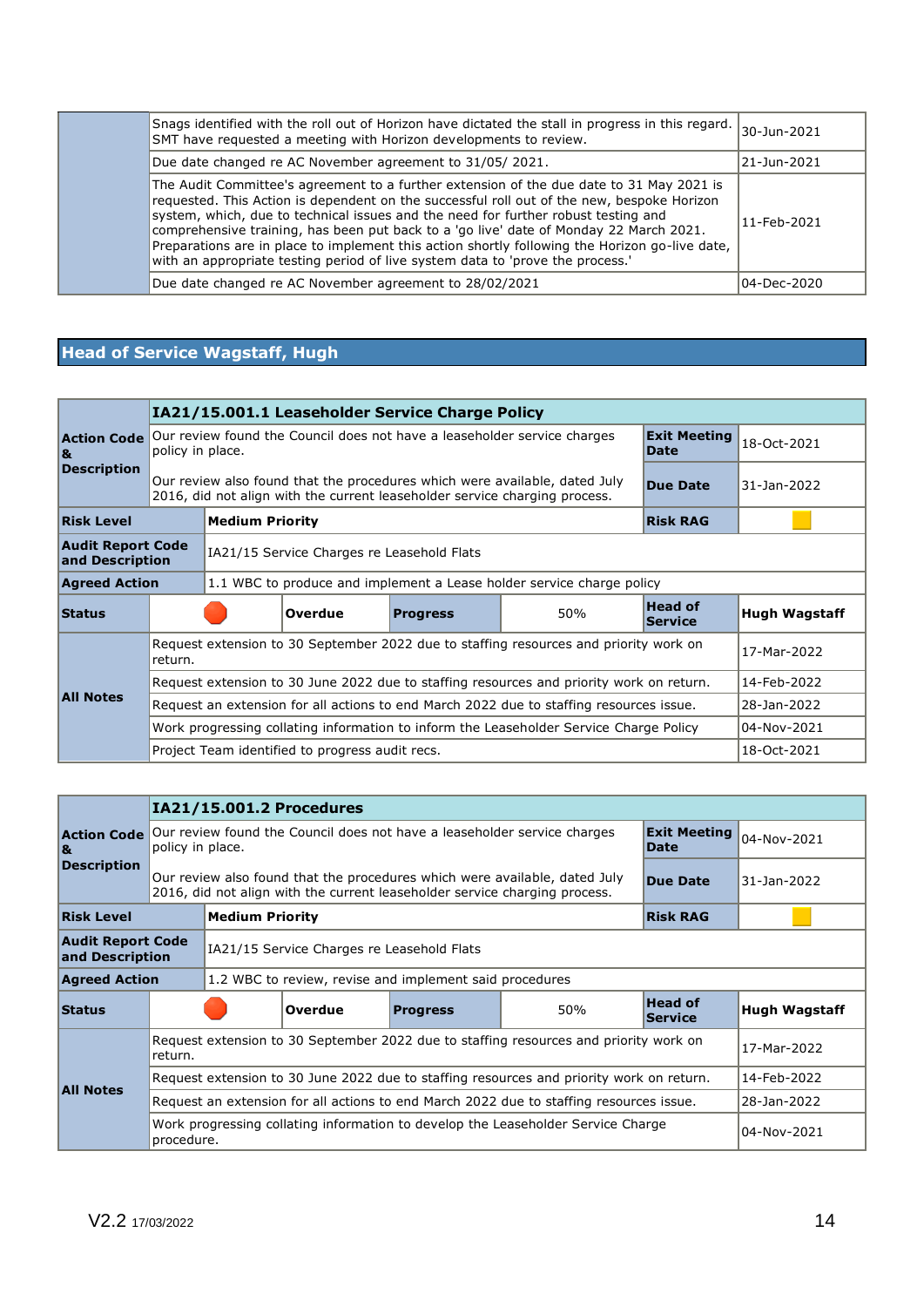| | | |
|---|---|---|
| | Snags identified with the roll out of Horizon have dictated the stall in progress in this regard. SMT have requested a meeting with Horizon developments to review. | 30-Jun-2021 |
| | Due date changed re AC November agreement to 31/05/ 2021. | 21-Jun-2021 |
| | The Audit Committee's agreement to a further extension of the due date to 31 May 2021 is requested. This Action is dependent on the successful roll out of the new, bespoke Horizon system, which, due to technical issues and the need for further robust testing and comprehensive training, has been put back to a 'go live' date of Monday 22 March 2021. Preparations are in place to implement this action shortly following the Horizon go-live date, with an appropriate testing period of live system data to 'prove the process.' | 11-Feb-2021 |
| | Due date changed re AC November agreement to 28/02/2021 | 04-Dec-2020 |

## Head of Service Wagstaff, Hugh

| | **IA21/15.001.1 Leaseholder Service Charge Policy** | | | | | |
|---|---|---|---|---|---|---|
| **Action Code & Description** | Our review found the Council does not have a leaseholder service charges policy in place. | | | | **Exit Meeting Date** | 18-Oct-2021 |
| | Our review also found that the procedures which were available, dated July 2016, did not align with the current leaseholder service charging process. | | | | **Due Date** | 31-Jan-2022 |
| **Risk Level** | **Medium Priority** | | | | **Risk RAG** | (Amber) |
| **Audit Report Code and Description** | IA21/15 Service Charges re Leasehold Flats | | | | | |
| **Agreed Action** | 1.1 WBC to produce and implement a Lease holder service charge policy | | | | | |
| **Status** | (Red) | **Overdue** | **Progress** | 50% | **Head of Service** | **Hugh Wagstaff** |
| **All Notes** | Request extension to 30 September 2022 due to staffing resources and priority work on return. | | | | | 17-Mar-2022 |
| | Request extension to 30 June 2022 due to staffing resources and priority work on return. | | | | | 14-Feb-2022 |
| | Request an extension for all actions to end March 2022 due to staffing resources issue. | | | | | 28-Jan-2022 |
| | Work progressing collating information to inform the Leaseholder Service Charge Policy | | | | | 04-Nov-2021 |
| | Project Team identified to progress audit recs. | | | | | 18-Oct-2021 |

| | **IA21/15.001.2 Procedures** | | | | | |
|---|---|---|---|---|---|---|
| **Action Code & Description** | Our review found the Council does not have a leaseholder service charges policy in place. | | | | **Exit Meeting Date** | 04-Nov-2021 |
| | Our review also found that the procedures which were available, dated July 2016, did not align with the current leaseholder service charging process. | | | | **Due Date** | 31-Jan-2022 |
| **Risk Level** | **Medium Priority** | | | | **Risk RAG** | (Amber) |
| **Audit Report Code and Description** | IA21/15 Service Charges re Leasehold Flats | | | | | |
| **Agreed Action** | 1.2 WBC to review, revise and implement said procedures | | | | | |
| **Status** | (Red) | **Overdue** | **Progress** | 50% | **Head of Service** | **Hugh Wagstaff** |
| **All Notes** | Request extension to 30 September 2022 due to staffing resources and priority work on return. | | | | | 17-Mar-2022 |
| | Request extension to 30 June 2022 due to staffing resources and priority work on return. | | | | | 14-Feb-2022 |
| | Request an extension for all actions to end March 2022 due to staffing resources issue. | | | | | 28-Jan-2022 |
| | Work progressing collating information to develop the Leaseholder Service Charge procedure. | | | | | 04-Nov-2021 |

V2.2 17/03/2022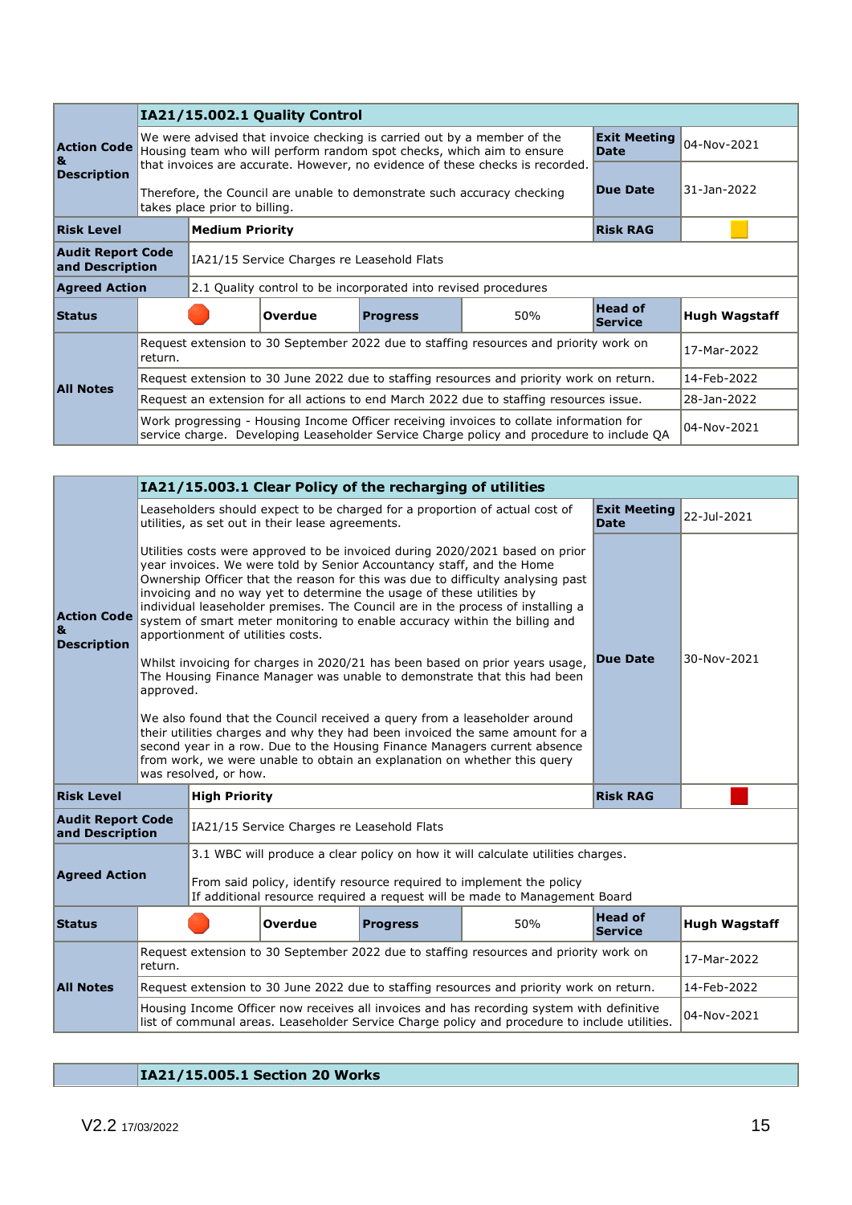| | IA21/15.002.1 Quality Control | | | | | |
|---|---|---|---|---|---|---|
| **Action Code & Description** | We were advised that invoice checking is carried out by a member of the Housing team who will perform random spot checks, which aim to ensure that invoices are accurate. However, no evidence of these checks is recorded.<br><br>Therefore, the Council are unable to demonstrate such accuracy checking takes place prior to billing. | | | | **Exit Meeting Date** | 04-Nov-2021 |
| | | | | | **Due Date** | 31-Jan-2022 |
| **Risk Level** | **Medium Priority** | | | | **Risk RAG** | Amber |
| **Audit Report Code and Description** | IA21/15 Service Charges re Leasehold Flats | | | | | |
| **Agreed Action** | 2.1 Quality control to be incorporated into revised procedures | | | | | |
| **Status** | Red | **Overdue** | **Progress** | 50% | **Head of Service** | **Hugh Wagstaff** |
| **All Notes** | Request extension to 30 September 2022 due to staffing resources and priority work on return. | | | | | 17-Mar-2022 |
| | Request extension to 30 June 2022 due to staffing resources and priority work on return. | | | | | 14-Feb-2022 |
| | Request an extension for all actions to end March 2022 due to staffing resources issue. | | | | | 28-Jan-2022 |
| | Work progressing - Housing Income Officer receiving invoices to collate information for service charge. Developing Leaseholder Service Charge policy and procedure to include QA | | | | | 04-Nov-2021 |

| | IA21/15.003.1 Clear Policy of the recharging of utilities | | | | | |
|---|---|---|---|---|---|---|
| **Action Code & Description** | Leaseholders should expect to be charged for a proportion of actual cost of utilities, as set out in their lease agreements.<br><br>Utilities costs were approved to be invoiced during 2020/2021 based on prior year invoices. We were told by Senior Accountancy staff, and the Home Ownership Officer that the reason for this was due to difficulty analysing past invoicing and no way yet to determine the usage of these utilities by individual leaseholder premises. The Council are in the process of installing a system of smart meter monitoring to enable accuracy within the billing and apportionment of utilities costs.<br><br>Whilst invoicing for charges in 2020/21 has been based on prior years usage, The Housing Finance Manager was unable to demonstrate that this had been approved.<br><br>We also found that the Council received a query from a leaseholder around their utilities charges and why they had been invoiced the same amount for a second year in a row. Due to the Housing Finance Managers current absence from work, we were unable to obtain an explanation on whether this query was resolved, or how. | | | | **Exit Meeting Date** | 22-Jul-2021 |
| | | | | | **Due Date** | 30-Nov-2021 |
| **Risk Level** | **High Priority** | | | | **Risk RAG** | Red |
| **Audit Report Code and Description** | IA21/15 Service Charges re Leasehold Flats | | | | | |
| **Agreed Action** | 3.1 WBC will produce a clear policy on how it will calculate utilities charges.<br><br>From said policy, identify resource required to implement the policy<br>If additional resource required a request will be made to Management Board | | | | | |
| **Status** | Red | **Overdue** | **Progress** | 50% | **Head of Service** | **Hugh Wagstaff** |
| **All Notes** | Request extension to 30 September 2022 due to staffing resources and priority work on return. | | | | | 17-Mar-2022 |
| | Request extension to 30 June 2022 due to staffing resources and priority work on return. | | | | | 14-Feb-2022 |
| | Housing Income Officer now receives all invoices and has recording system with definitive list of communal areas. Leaseholder Service Charge policy and procedure to include utilities. | | | | | 04-Nov-2021 |

| | IA21/15.005.1 Section 20 Works |
|---|---|

V2.2 17/03/2022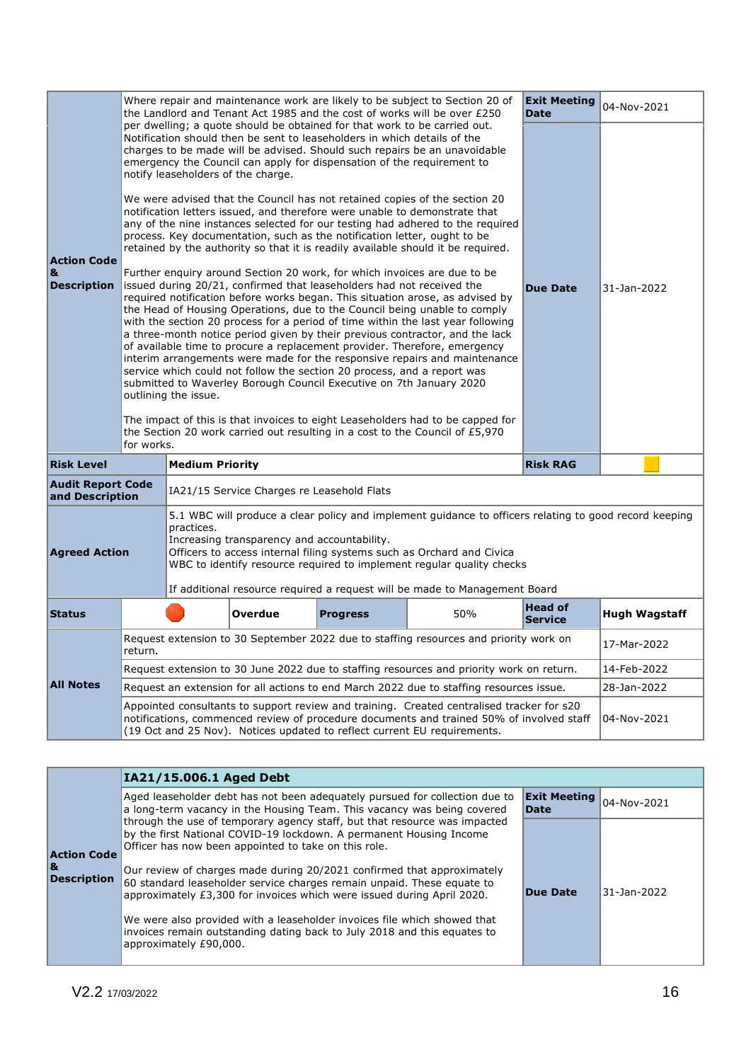| | | | | | | |
|---|---|---|---|---|---|---|
| **Action Code & Description** | Where repair and maintenance work are likely to be subject to Section 20 of the Landlord and Tenant Act 1985 and the cost of works will be over £250 per dwelling; a quote should be obtained for that work to be carried out. Notification should then be sent to leaseholders in which details of the charges to be made will be advised. Should such repairs be an unavoidable emergency the Council can apply for dispensation of the requirement to notify leaseholders of the charge.<br><br>We were advised that the Council has not retained copies of the section 20 notification letters issued, and therefore were unable to demonstrate that any of the nine instances selected for our testing had adhered to the required process. Key documentation, such as the notification letter, ought to be retained by the authority so that it is readily available should it be required.<br><br>Further enquiry around Section 20 work, for which invoices are due to be issued during 20/21, confirmed that leaseholders had not received the required notification before works began. This situation arose, as advised by the Head of Housing Operations, due to the Council being unable to comply with the section 20 process for a period of time within the last year following a three-month notice period given by their previous contractor, and the lack of available time to procure a replacement provider. Therefore, emergency interim arrangements were made for the responsive repairs and maintenance service which could not follow the section 20 process, and a report was submitted to Waverley Borough Council Executive on 7th January 2020 outlining the issue.<br><br>The impact of this is that invoices to eight Leaseholders had to be capped for the Section 20 work carried out resulting in a cost to the Council of £5,970 for works. | | | | **Exit Meeting Date**<br><br>**Due Date** | 04-Nov-2021<br><br>31-Jan-2022 |
| **Risk Level** | **Medium Priority** | | | | **Risk RAG** | Amber |
| **Audit Report Code and Description** | IA21/15 Service Charges re Leasehold Flats | | | | | |
| **Agreed Action** | 5.1 WBC will produce a clear policy and implement guidance to officers relating to good record keeping practices.<br>Increasing transparency and accountability.<br>Officers to access internal filing systems such as Orchard and Civica<br>WBC to identify resource required to implement regular quality checks<br><br>If additional resource required a request will be made to Management Board | | | | | |
| **Status** | Red | Overdue | **Progress** | 50% | **Head of Service** | **Hugh Wagstaff** |
| **All Notes** | Request extension to 30 September 2022 due to staffing resources and priority work on return. | | | | | 17-Mar-2022 |
| | Request extension to 30 June 2022 due to staffing resources and priority work on return. | | | | | 14-Feb-2022 |
| | Request an extension for all actions to end March 2022 due to staffing resources issue. | | | | | 28-Jan-2022 |
| | Appointed consultants to support review and training. Created centralised tracker for s20 notifications, commenced review of procedure documents and trained 50% of involved staff (19 Oct and 25 Nov). Notices updated to reflect current EU requirements. | | | | | 04-Nov-2021 |

| | **IA21/15.006.1 Aged Debt** | | |
|---|---|---|---|
| **Action Code & Description** | Aged leaseholder debt has not been adequately pursued for collection due to a long-term vacancy in the Housing Team. This vacancy was being covered through the use of temporary agency staff, but that resource was impacted by the first National COVID-19 lockdown. A permanent Housing Income Officer has now been appointed to take on this role.<br><br>Our review of charges made during 20/2021 confirmed that approximately 60 standard leaseholder service charges remain unpaid. These equate to approximately £3,300 for invoices which were issued during April 2020.<br><br>We were also provided with a leaseholder invoices file which showed that invoices remain outstanding dating back to July 2018 and this equates to approximately £90,000. | **Exit Meeting Date**<br><br>**Due Date** | 04-Nov-2021<br><br>31-Jan-2022 |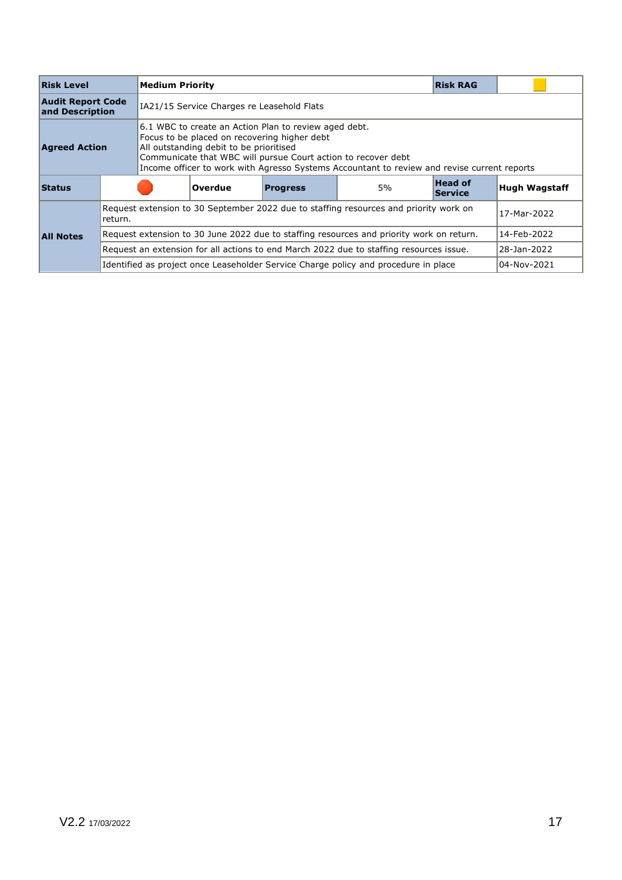| Risk Level | Medium Priority | | | | Risk RAG | |
|---|---|---|---|---|---|---|
| Audit Report Code and Description | IA21/15 Service Charges re Leasehold Flats | | | | | |
| Agreed Action | 6.1 WBC to create an Action Plan to review aged debt.<br>Focus to be placed on recovering higher debt<br>All outstanding debit to be prioritised<br>Communicate that WBC will pursue Court action to recover debt<br>Income officer to work with Agresso Systems Accountant to review and revise current reports | | | | | |
| Status | | Overdue | Progress | 5% | Head of Service | Hugh Wagstaff |
| All Notes | Request extension to 30 September 2022 due to staffing resources and priority work on return. | | | | | 17-Mar-2022 |
| | Request extension to 30 June 2022 due to staffing resources and priority work on return. | | | | | 14-Feb-2022 |
| | Request an extension for all actions to end March 2022 due to staffing resources issue. | | | | | 28-Jan-2022 |
| | Identified as project once Leaseholder Service Charge policy and procedure in place | | | | | 04-Nov-2021 |

V2.2 17/03/2022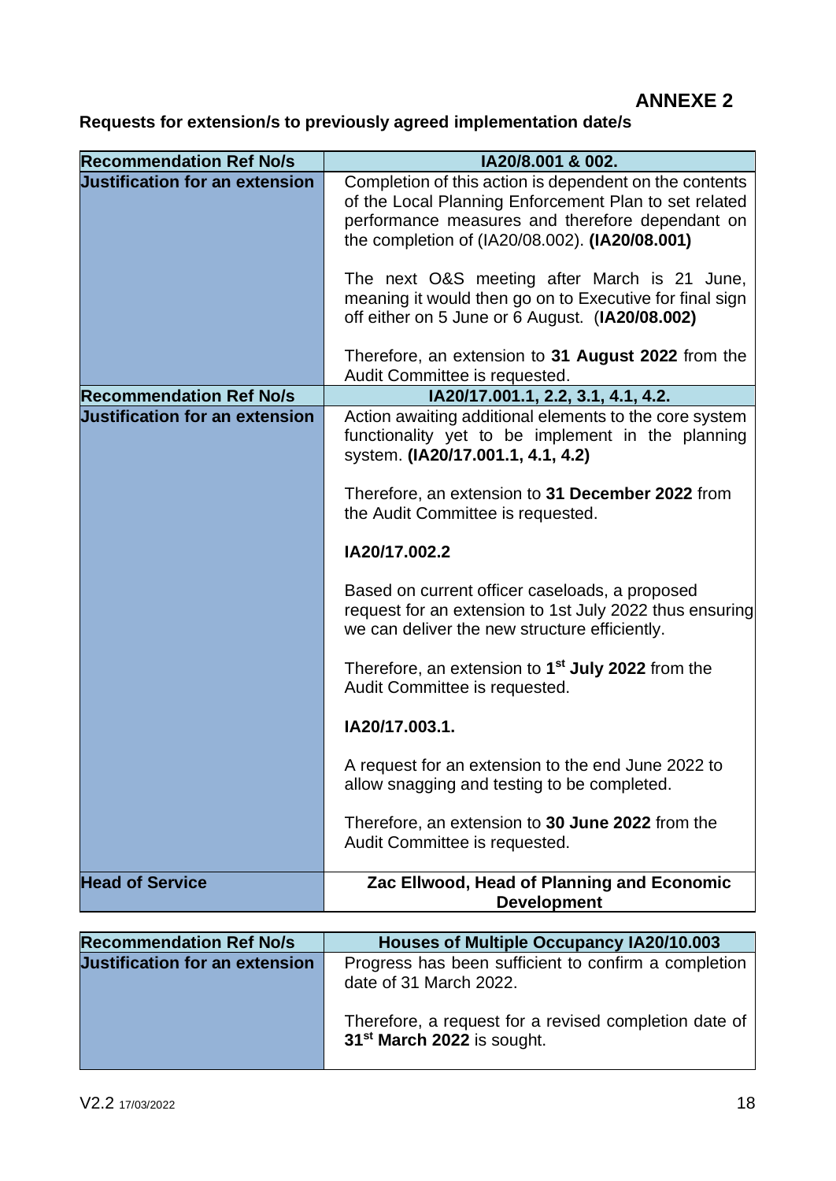# ANNEXE 2

**Requests for extension/s to previously agreed implementation date/s**

| Recommendation Ref No/s | IA20/8.001 & 002. |
|---|---|
| Justification for an extension | Completion of this action is dependent on the contents of the Local Planning Enforcement Plan to set related performance measures and therefore dependant on the completion of (IA20/08.002). **(IA20/08.001)**<br><br>The next O&S meeting after March is 21 June, meaning it would then go on to Executive for final sign off either on 5 June or 6 August. (**IA20/08.002)**<br><br>Therefore, an extension to **31 August 2022** from the Audit Committee is requested. |
| **Recommendation Ref No/s** | **IA20/17.001.1, 2.2, 3.1, 4.1, 4.2.** |
| **Justification for an extension** | Action awaiting additional elements to the core system functionality yet to be implement in the planning system. **(IA20/17.001.1, 4.1, 4.2)**<br><br>Therefore, an extension to **31 December 2022** from the Audit Committee is requested.<br><br>**IA20/17.002.2**<br><br>Based on current officer caseloads, a proposed request for an extension to 1st July 2022 thus ensuring we can deliver the new structure efficiently.<br><br>Therefore, an extension to **1st July 2022** from the Audit Committee is requested.<br><br>**IA20/17.003.1.**<br><br>A request for an extension to the end June 2022 to allow snagging and testing to be completed.<br><br>Therefore, an extension to **30 June 2022** from the Audit Committee is requested. |
| **Head of Service** | **Zac Ellwood, Head of Planning and Economic Development** |

| Recommendation Ref No/s | Houses of Multiple Occupancy IA20/10.003 |
|---|---|
| Justification for an extension | Progress has been sufficient to confirm a completion date of 31 March 2022.<br><br>Therefore, a request for a revised completion date of **31st March 2022** is sought. |

V2.2 17/03/2022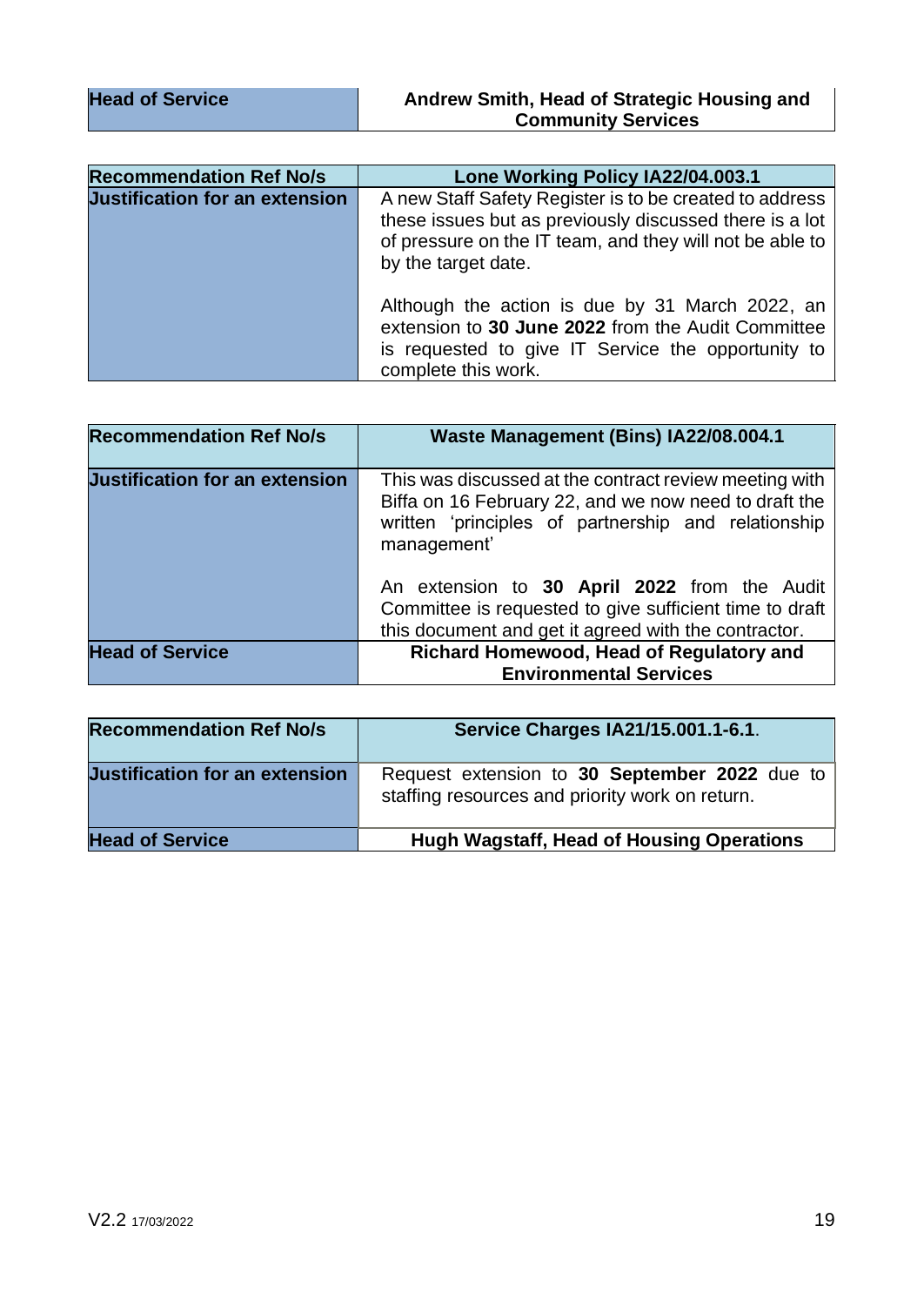| | |
|---|---|
| **Head of Service** | **Andrew Smith, Head of Strategic Housing and Community Services** |

| | |
|---|---|
| **Recommendation Ref No/s** | **Lone Working Policy IA22/04.003.1** |
| **Justification for an extension** | A new Staff Safety Register is to be created to address these issues but as previously discussed there is a lot of pressure on the IT team, and they will not be able to by the target date.<br><br>Although the action is due by 31 March 2022, an extension to **30 June 2022** from the Audit Committee is requested to give IT Service the opportunity to complete this work. |

| | |
|---|---|
| **Recommendation Ref No/s** | **Waste Management (Bins) IA22/08.004.1** |
| **Justification for an extension** | This was discussed at the contract review meeting with Biffa on 16 February 22, and we now need to draft the written 'principles of partnership and relationship management'<br><br>An extension to **30 April 2022** from the Audit Committee is requested to give sufficient time to draft this document and get it agreed with the contractor. |
| **Head of Service** | **Richard Homewood, Head of Regulatory and Environmental Services** |

| | |
|---|---|
| **Recommendation Ref No/s** | **Service Charges IA21/15.001.1-6.1**. |
| **Justification for an extension** | Request extension to **30 September 2022** due to staffing resources and priority work on return. |
| **Head of Service** | **Hugh Wagstaff, Head of Housing Operations** |

V2.2 17/03/2022